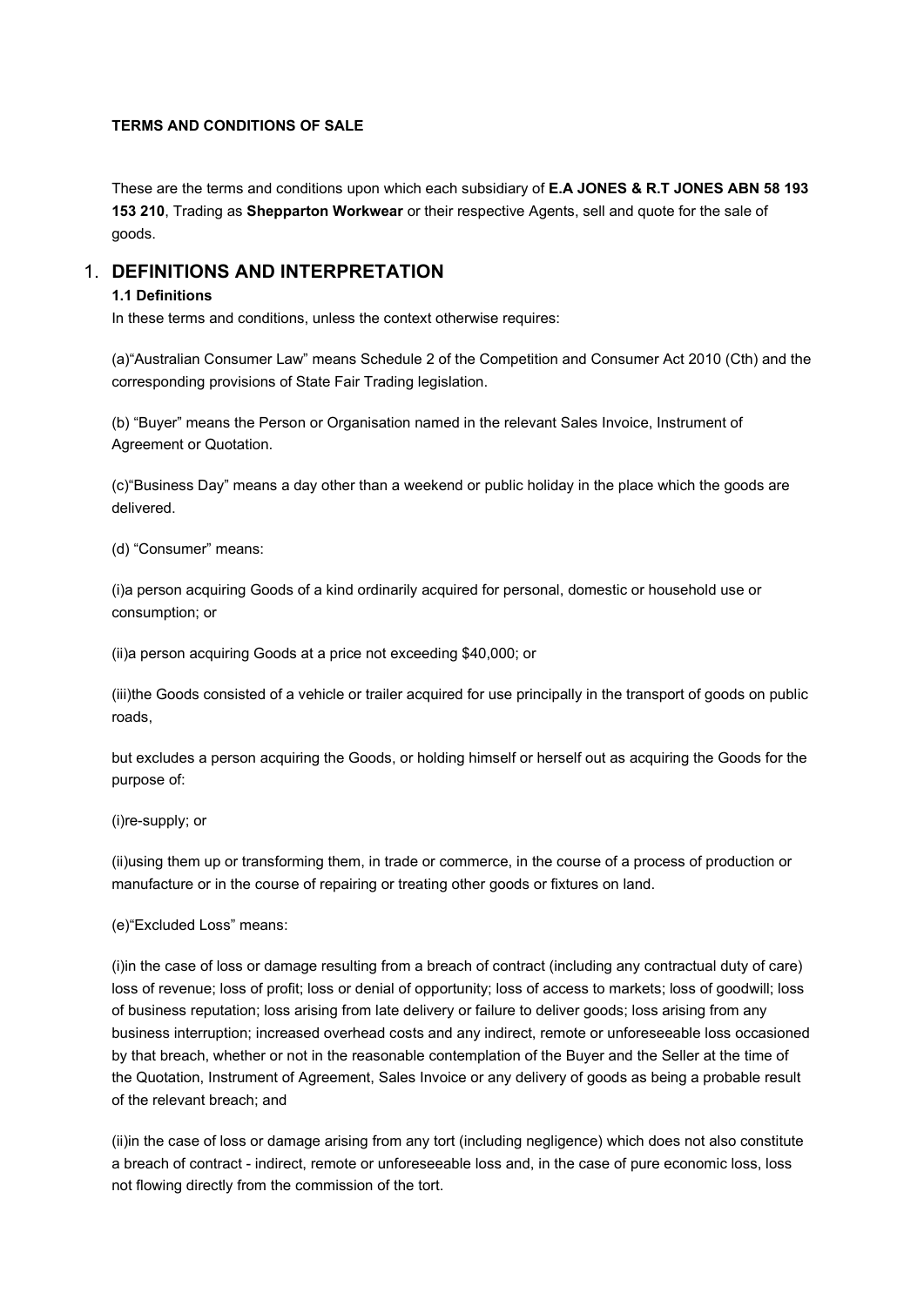**TERMS AND CONDITIONS OF SALE**

These are the terms and conditions upon which each subsidiary of **E.A JONES & R.T JONES ABN 58 193 153 210**, Trading as **Shepparton Workwear** or their respective Agents, sell and quote for the sale of goods.

## 1. DEFINITIONS AND INTERPRETATION

**1.1 Definitions**

In these terms and conditions, unless the context otherwise requires:

(a)"Australian Consumer Law" means Schedule 2 of the Competition and Consumer Act 2010 (Cth) and the corresponding provisions of State Fair Trading legislation.

(b) "Buyer" means the Person or Organisation named in the relevant Sales Invoice, Instrument of Agreement or Quotation.

(c)"Business Day" means a day other than a weekend or public holiday in the place which the goods are delivered.

(d) "Consumer" means:

(i)a person acquiring Goods of a kind ordinarily acquired for personal, domestic or household use or consumption; or

(ii)a person acquiring Goods at a price not exceeding $40,000; or

(iii)the Goods consisted of a vehicle or trailer acquired for use principally in the transport of goods on public roads,

but excludes a person acquiring the Goods, or holding himself or herself out as acquiring the Goods for the purpose of:

(i)re-supply; or

(ii)using them up or transforming them, in trade or commerce, in the course of a process of production or manufacture or in the course of repairing or treating other goods or fixtures on land.

(e)"Excluded Loss" means:

(i)in the case of loss or damage resulting from a breach of contract (including any contractual duty of care) loss of revenue; loss of profit; loss or denial of opportunity; loss of access to markets; loss of goodwill; loss of business reputation; loss arising from late delivery or failure to deliver goods; loss arising from any business interruption; increased overhead costs and any indirect, remote or unforeseeable loss occasioned by that breach, whether or not in the reasonable contemplation of the Buyer and the Seller at the time of the Quotation, Instrument of Agreement, Sales Invoice or any delivery of goods as being a probable result of the relevant breach; and

(ii)in the case of loss or damage arising from any tort (including negligence) which does not also constitute a breach of contract - indirect, remote or unforeseeable loss and, in the case of pure economic loss, loss not flowing directly from the commission of the tort.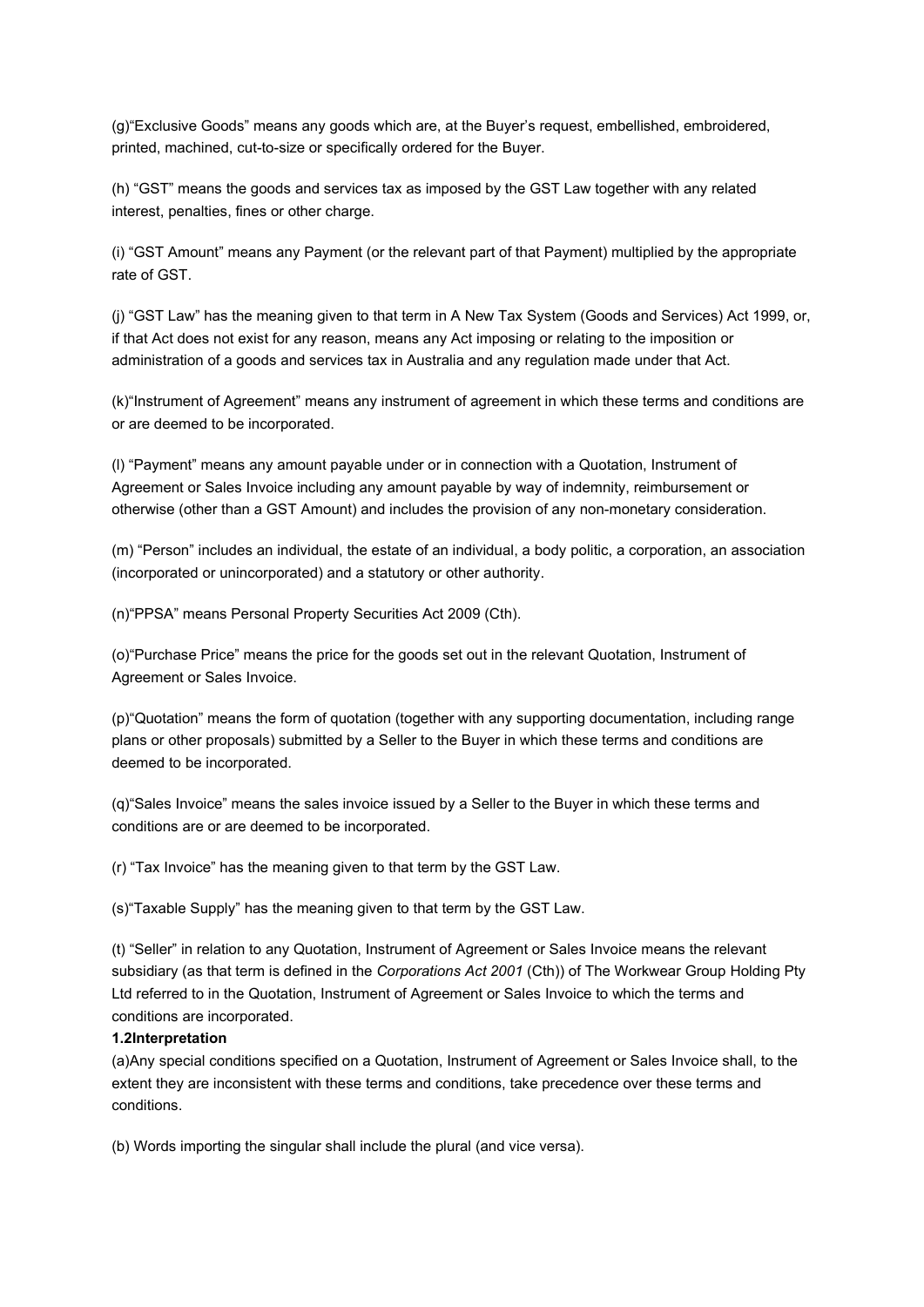(g)"Exclusive Goods" means any goods which are, at the Buyer's request, embellished, embroidered, printed, machined, cut-to-size or specifically ordered for the Buyer.

(h) "GST" means the goods and services tax as imposed by the GST Law together with any related interest, penalties, fines or other charge.

(i) "GST Amount" means any Payment (or the relevant part of that Payment) multiplied by the appropriate rate of GST.

(j) "GST Law" has the meaning given to that term in A New Tax System (Goods and Services) Act 1999, or, if that Act does not exist for any reason, means any Act imposing or relating to the imposition or administration of a goods and services tax in Australia and any regulation made under that Act.

(k)"Instrument of Agreement" means any instrument of agreement in which these terms and conditions are or are deemed to be incorporated.

(l) "Payment" means any amount payable under or in connection with a Quotation, Instrument of Agreement or Sales Invoice including any amount payable by way of indemnity, reimbursement or otherwise (other than a GST Amount) and includes the provision of any non-monetary consideration.

(m) "Person" includes an individual, the estate of an individual, a body politic, a corporation, an association (incorporated or unincorporated) and a statutory or other authority.

(n)"PPSA" means Personal Property Securities Act 2009 (Cth).

(o)"Purchase Price" means the price for the goods set out in the relevant Quotation, Instrument of Agreement or Sales Invoice.

(p)"Quotation" means the form of quotation (together with any supporting documentation, including range plans or other proposals) submitted by a Seller to the Buyer in which these terms and conditions are deemed to be incorporated.

(q)"Sales Invoice" means the sales invoice issued by a Seller to the Buyer in which these terms and conditions are or are deemed to be incorporated.

(r) "Tax Invoice" has the meaning given to that term by the GST Law.

(s)"Taxable Supply" has the meaning given to that term by the GST Law.

(t) "Seller" in relation to any Quotation, Instrument of Agreement or Sales Invoice means the relevant subsidiary (as that term is defined in the *Corporations Act 2001* (Cth)) of The Workwear Group Holding Pty Ltd referred to in the Quotation, Instrument of Agreement or Sales Invoice to which the terms and conditions are incorporated.

**1.2Interpretation**

(a)Any special conditions specified on a Quotation, Instrument of Agreement or Sales Invoice shall, to the extent they are inconsistent with these terms and conditions, take precedence over these terms and conditions.

(b) Words importing the singular shall include the plural (and vice versa).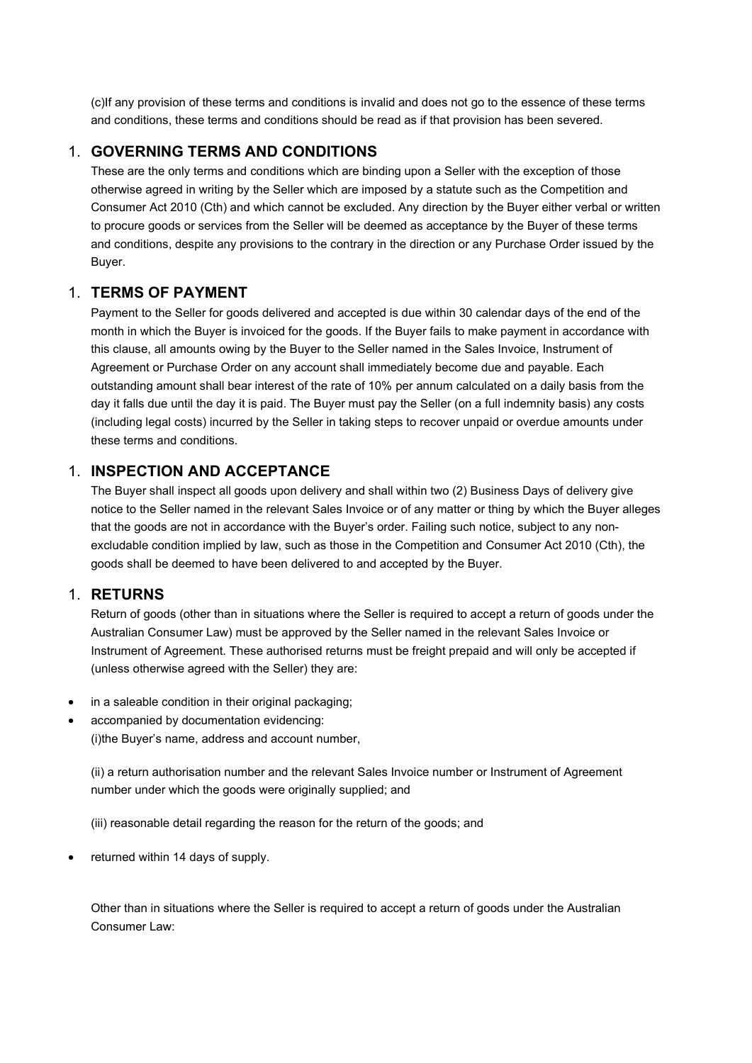(c)If any provision of these terms and conditions is invalid and does not go to the essence of these terms and conditions, these terms and conditions should be read as if that provision has been severed.

## 1. GOVERNING TERMS AND CONDITIONS

These are the only terms and conditions which are binding upon a Seller with the exception of those otherwise agreed in writing by the Seller which are imposed by a statute such as the Competition and Consumer Act 2010 (Cth) and which cannot be excluded. Any direction by the Buyer either verbal or written to procure goods or services from the Seller will be deemed as acceptance by the Buyer of these terms and conditions, despite any provisions to the contrary in the direction or any Purchase Order issued by the Buyer.

## 1. TERMS OF PAYMENT

Payment to the Seller for goods delivered and accepted is due within 30 calendar days of the end of the month in which the Buyer is invoiced for the goods. If the Buyer fails to make payment in accordance with this clause, all amounts owing by the Buyer to the Seller named in the Sales Invoice, Instrument of Agreement or Purchase Order on any account shall immediately become due and payable. Each outstanding amount shall bear interest of the rate of 10% per annum calculated on a daily basis from the day it falls due until the day it is paid. The Buyer must pay the Seller (on a full indemnity basis) any costs (including legal costs) incurred by the Seller in taking steps to recover unpaid or overdue amounts under these terms and conditions.

## 1. INSPECTION AND ACCEPTANCE

The Buyer shall inspect all goods upon delivery and shall within two (2) Business Days of delivery give notice to the Seller named in the relevant Sales Invoice or of any matter or thing by which the Buyer alleges that the goods are not in accordance with the Buyer's order. Failing such notice, subject to any non-excludable condition implied by law, such as those in the Competition and Consumer Act 2010 (Cth), the goods shall be deemed to have been delivered to and accepted by the Buyer.

## 1. RETURNS

Return of goods (other than in situations where the Seller is required to accept a return of goods under the Australian Consumer Law) must be approved by the Seller named in the relevant Sales Invoice or Instrument of Agreement. These authorised returns must be freight prepaid and will only be accepted if (unless otherwise agreed with the Seller) they are:

- in a saleable condition in their original packaging;
- accompanied by documentation evidencing:

  (i)the Buyer's name, address and account number,

  (ii) a return authorisation number and the relevant Sales Invoice number or Instrument of Agreement number under which the goods were originally supplied; and

  (iii) reasonable detail regarding the reason for the return of the goods; and
- returned within 14 days of supply.

Other than in situations where the Seller is required to accept a return of goods under the Australian Consumer Law: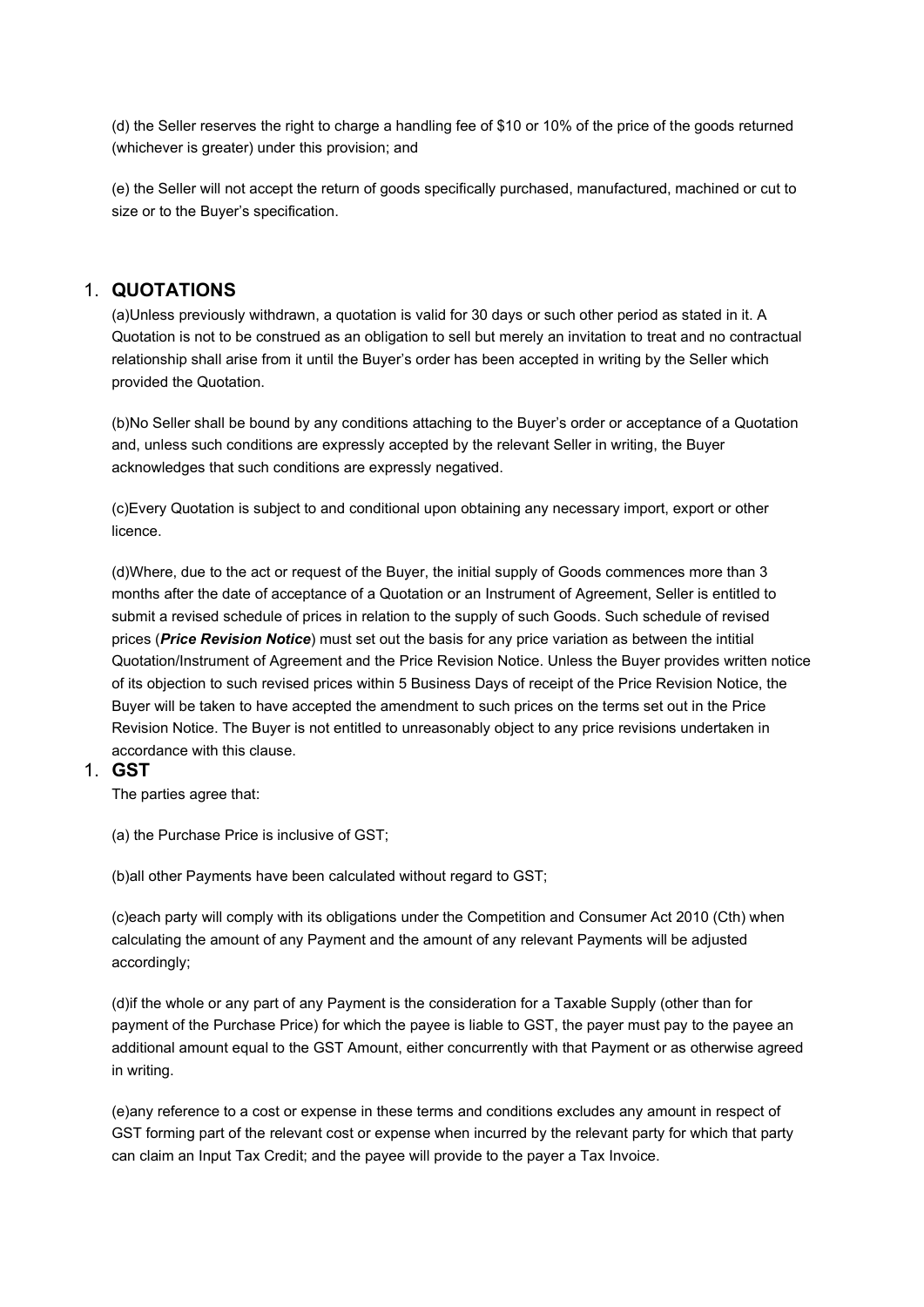(d) the Seller reserves the right to charge a handling fee of $10 or 10% of the price of the goods returned (whichever is greater) under this provision; and

(e) the Seller will not accept the return of goods specifically purchased, manufactured, machined or cut to size or to the Buyer's specification.

## 1. QUOTATIONS

(a)Unless previously withdrawn, a quotation is valid for 30 days or such other period as stated in it. A Quotation is not to be construed as an obligation to sell but merely an invitation to treat and no contractual relationship shall arise from it until the Buyer's order has been accepted in writing by the Seller which provided the Quotation.

(b)No Seller shall be bound by any conditions attaching to the Buyer's order or acceptance of a Quotation and, unless such conditions are expressly accepted by the relevant Seller in writing, the Buyer acknowledges that such conditions are expressly negatived.

(c)Every Quotation is subject to and conditional upon obtaining any necessary import, export or other licence.

(d)Where, due to the act or request of the Buyer, the initial supply of Goods commences more than 3 months after the date of acceptance of a Quotation or an Instrument of Agreement, Seller is entitled to submit a revised schedule of prices in relation to the supply of such Goods. Such schedule of revised prices (***Price Revision Notice***) must set out the basis for any price variation as between the intitial Quotation/Instrument of Agreement and the Price Revision Notice. Unless the Buyer provides written notice of its objection to such revised prices within 5 Business Days of receipt of the Price Revision Notice, the Buyer will be taken to have accepted the amendment to such prices on the terms set out in the Price Revision Notice. The Buyer is not entitled to unreasonably object to any price revisions undertaken in accordance with this clause.

## 1. GST

The parties agree that:

(a) the Purchase Price is inclusive of GST;

(b)all other Payments have been calculated without regard to GST;

(c)each party will comply with its obligations under the Competition and Consumer Act 2010 (Cth) when calculating the amount of any Payment and the amount of any relevant Payments will be adjusted accordingly;

(d)if the whole or any part of any Payment is the consideration for a Taxable Supply (other than for payment of the Purchase Price) for which the payee is liable to GST, the payer must pay to the payee an additional amount equal to the GST Amount, either concurrently with that Payment or as otherwise agreed in writing.

(e)any reference to a cost or expense in these terms and conditions excludes any amount in respect of GST forming part of the relevant cost or expense when incurred by the relevant party for which that party can claim an Input Tax Credit; and the payee will provide to the payer a Tax Invoice.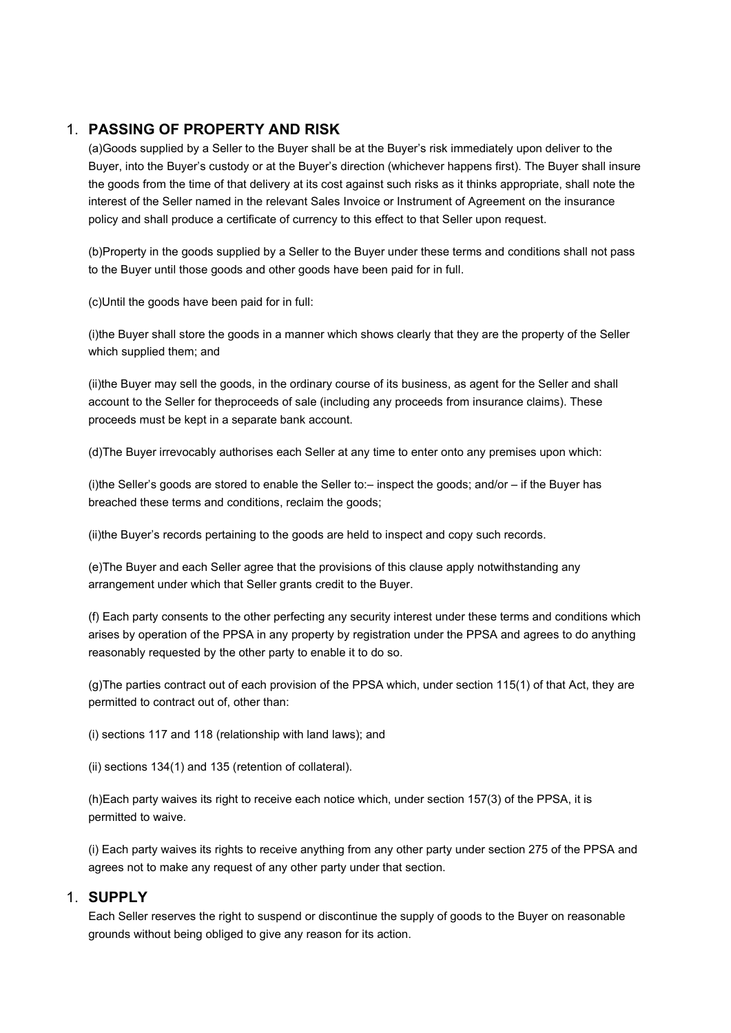1. **PASSING OF PROPERTY AND RISK**

(a)Goods supplied by a Seller to the Buyer shall be at the Buyer's risk immediately upon deliver to the Buyer, into the Buyer's custody or at the Buyer's direction (whichever happens first). The Buyer shall insure the goods from the time of that delivery at its cost against such risks as it thinks appropriate, shall note the interest of the Seller named in the relevant Sales Invoice or Instrument of Agreement on the insurance policy and shall produce a certificate of currency to this effect to that Seller upon request.

(b)Property in the goods supplied by a Seller to the Buyer under these terms and conditions shall not pass to the Buyer until those goods and other goods have been paid for in full.

(c)Until the goods have been paid for in full:

(i)the Buyer shall store the goods in a manner which shows clearly that they are the property of the Seller which supplied them; and

(ii)the Buyer may sell the goods, in the ordinary course of its business, as agent for the Seller and shall account to the Seller for theproceeds of sale (including any proceeds from insurance claims). These proceeds must be kept in a separate bank account.

(d)The Buyer irrevocably authorises each Seller at any time to enter onto any premises upon which:

(i)the Seller's goods are stored to enable the Seller to:– inspect the goods; and/or – if the Buyer has breached these terms and conditions, reclaim the goods;

(ii)the Buyer's records pertaining to the goods are held to inspect and copy such records.

(e)The Buyer and each Seller agree that the provisions of this clause apply notwithstanding any arrangement under which that Seller grants credit to the Buyer.

(f) Each party consents to the other perfecting any security interest under these terms and conditions which arises by operation of the PPSA in any property by registration under the PPSA and agrees to do anything reasonably requested by the other party to enable it to do so.

(g)The parties contract out of each provision of the PPSA which, under section 115(1) of that Act, they are permitted to contract out of, other than:

(i) sections 117 and 118 (relationship with land laws); and

(ii) sections 134(1) and 135 (retention of collateral).

(h)Each party waives its right to receive each notice which, under section 157(3) of the PPSA, it is permitted to waive.

(i) Each party waives its rights to receive anything from any other party under section 275 of the PPSA and agrees not to make any request of any other party under that section.

1. **SUPPLY**

Each Seller reserves the right to suspend or discontinue the supply of goods to the Buyer on reasonable grounds without being obliged to give any reason for its action.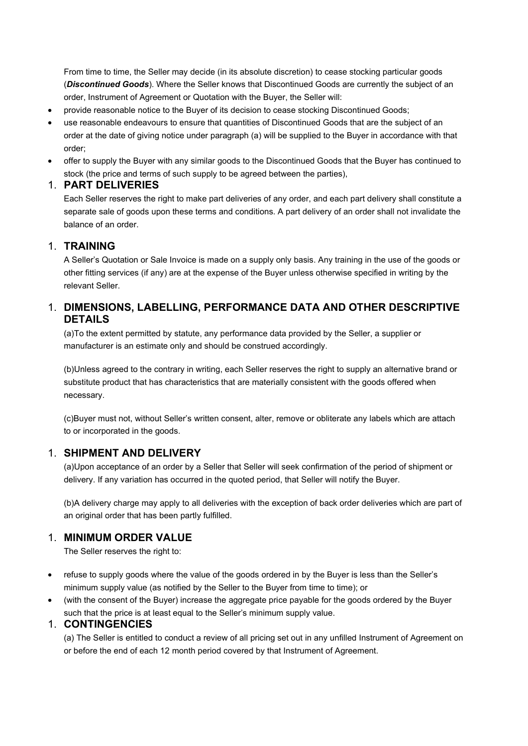From time to time, the Seller may decide (in its absolute discretion) to cease stocking particular goods (***Discontinued Goods***). Where the Seller knows that Discontinued Goods are currently the subject of an order, Instrument of Agreement or Quotation with the Buyer, the Seller will:

- provide reasonable notice to the Buyer of its decision to cease stocking Discontinued Goods;
- use reasonable endeavours to ensure that quantities of Discontinued Goods that are the subject of an order at the date of giving notice under paragraph (a) will be supplied to the Buyer in accordance with that order;
- offer to supply the Buyer with any similar goods to the Discontinued Goods that the Buyer has continued to stock (the price and terms of such supply to be agreed between the parties),

1. **PART DELIVERIES**

Each Seller reserves the right to make part deliveries of any order, and each part delivery shall constitute a separate sale of goods upon these terms and conditions. A part delivery of an order shall not invalidate the balance of an order.

1. **TRAINING**

A Seller's Quotation or Sale Invoice is made on a supply only basis. Any training in the use of the goods or other fitting services (if any) are at the expense of the Buyer unless otherwise specified in writing by the relevant Seller.

1. **DIMENSIONS, LABELLING, PERFORMANCE DATA AND OTHER DESCRIPTIVE DETAILS**

(a)To the extent permitted by statute, any performance data provided by the Seller, a supplier or manufacturer is an estimate only and should be construed accordingly.

(b)Unless agreed to the contrary in writing, each Seller reserves the right to supply an alternative brand or substitute product that has characteristics that are materially consistent with the goods offered when necessary.

(c)Buyer must not, without Seller's written consent, alter, remove or obliterate any labels which are attach to or incorporated in the goods.

1. **SHIPMENT AND DELIVERY**

(a)Upon acceptance of an order by a Seller that Seller will seek confirmation of the period of shipment or delivery. If any variation has occurred in the quoted period, that Seller will notify the Buyer.

(b)A delivery charge may apply to all deliveries with the exception of back order deliveries which are part of an original order that has been partly fulfilled.

1. **MINIMUM ORDER VALUE**

The Seller reserves the right to:

- refuse to supply goods where the value of the goods ordered in by the Buyer is less than the Seller's minimum supply value (as notified by the Seller to the Buyer from time to time); or
- (with the consent of the Buyer) increase the aggregate price payable for the goods ordered by the Buyer such that the price is at least equal to the Seller's minimum supply value.

1. **CONTINGENCIES**

(a) The Seller is entitled to conduct a review of all pricing set out in any unfilled Instrument of Agreement on or before the end of each 12 month period covered by that Instrument of Agreement.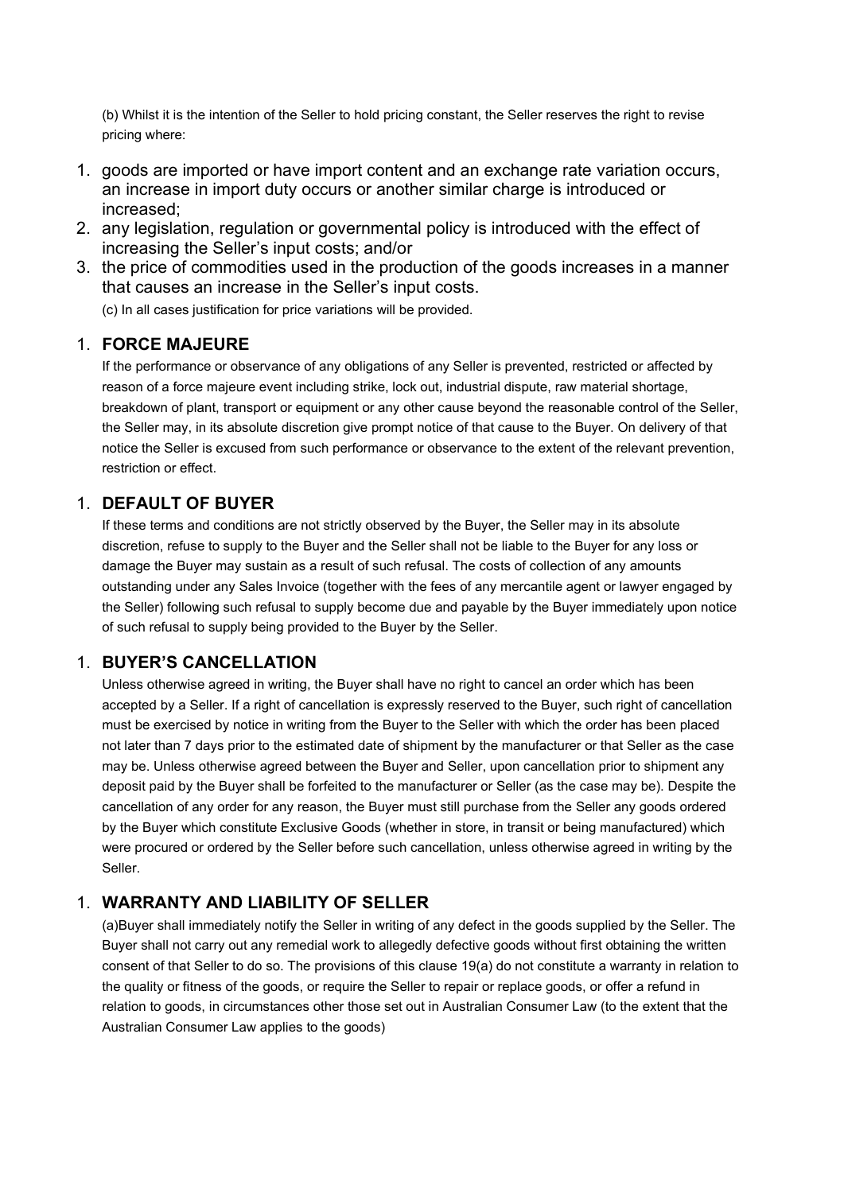(b) Whilst it is the intention of the Seller to hold pricing constant, the Seller reserves the right to revise pricing where:

1. goods are imported or have import content and an exchange rate variation occurs, an increase in import duty occurs or another similar charge is introduced or increased;
2. any legislation, regulation or governmental policy is introduced with the effect of increasing the Seller's input costs; and/or
3. the price of commodities used in the production of the goods increases in a manner that causes an increase in the Seller's input costs.

(c) In all cases justification for price variations will be provided.

## 1. FORCE MAJEURE

If the performance or observance of any obligations of any Seller is prevented, restricted or affected by reason of a force majeure event including strike, lock out, industrial dispute, raw material shortage, breakdown of plant, transport or equipment or any other cause beyond the reasonable control of the Seller, the Seller may, in its absolute discretion give prompt notice of that cause to the Buyer. On delivery of that notice the Seller is excused from such performance or observance to the extent of the relevant prevention, restriction or effect.

## 1. DEFAULT OF BUYER

If these terms and conditions are not strictly observed by the Buyer, the Seller may in its absolute discretion, refuse to supply to the Buyer and the Seller shall not be liable to the Buyer for any loss or damage the Buyer may sustain as a result of such refusal. The costs of collection of any amounts outstanding under any Sales Invoice (together with the fees of any mercantile agent or lawyer engaged by the Seller) following such refusal to supply become due and payable by the Buyer immediately upon notice of such refusal to supply being provided to the Buyer by the Seller.

## 1. BUYER'S CANCELLATION

Unless otherwise agreed in writing, the Buyer shall have no right to cancel an order which has been accepted by a Seller. If a right of cancellation is expressly reserved to the Buyer, such right of cancellation must be exercised by notice in writing from the Buyer to the Seller with which the order has been placed not later than 7 days prior to the estimated date of shipment by the manufacturer or that Seller as the case may be. Unless otherwise agreed between the Buyer and Seller, upon cancellation prior to shipment any deposit paid by the Buyer shall be forfeited to the manufacturer or Seller (as the case may be). Despite the cancellation of any order for any reason, the Buyer must still purchase from the Seller any goods ordered by the Buyer which constitute Exclusive Goods (whether in store, in transit or being manufactured) which were procured or ordered by the Seller before such cancellation, unless otherwise agreed in writing by the Seller.

## 1. WARRANTY AND LIABILITY OF SELLER

(a)Buyer shall immediately notify the Seller in writing of any defect in the goods supplied by the Seller. The Buyer shall not carry out any remedial work to allegedly defective goods without first obtaining the written consent of that Seller to do so. The provisions of this clause 19(a) do not constitute a warranty in relation to the quality or fitness of the goods, or require the Seller to repair or replace goods, or offer a refund in relation to goods, in circumstances other those set out in Australian Consumer Law (to the extent that the Australian Consumer Law applies to the goods)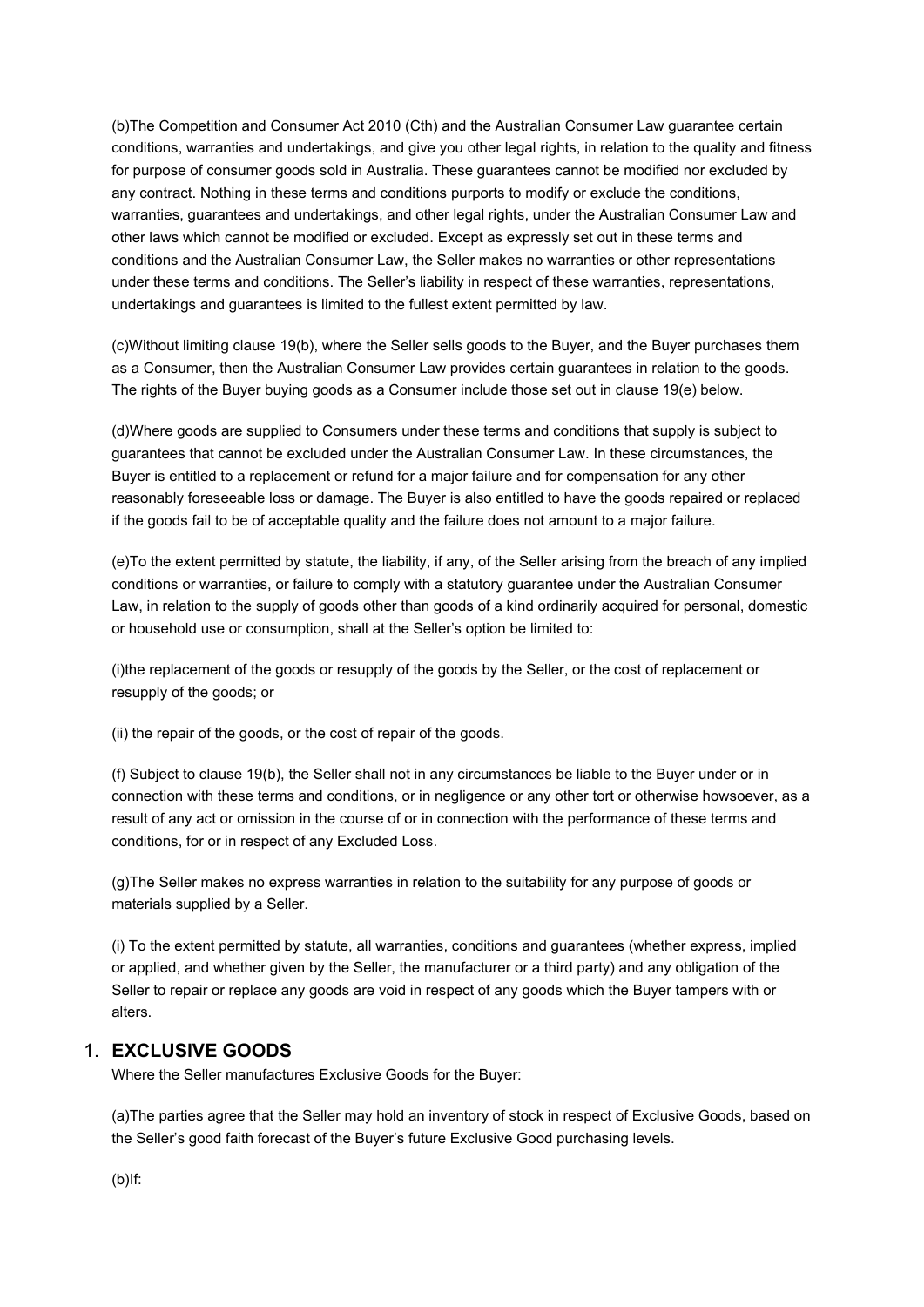(b)The Competition and Consumer Act 2010 (Cth) and the Australian Consumer Law guarantee certain conditions, warranties and undertakings, and give you other legal rights, in relation to the quality and fitness for purpose of consumer goods sold in Australia. These guarantees cannot be modified nor excluded by any contract. Nothing in these terms and conditions purports to modify or exclude the conditions, warranties, guarantees and undertakings, and other legal rights, under the Australian Consumer Law and other laws which cannot be modified or excluded. Except as expressly set out in these terms and conditions and the Australian Consumer Law, the Seller makes no warranties or other representations under these terms and conditions. The Seller's liability in respect of these warranties, representations, undertakings and guarantees is limited to the fullest extent permitted by law.

(c)Without limiting clause 19(b), where the Seller sells goods to the Buyer, and the Buyer purchases them as a Consumer, then the Australian Consumer Law provides certain guarantees in relation to the goods. The rights of the Buyer buying goods as a Consumer include those set out in clause 19(e) below.

(d)Where goods are supplied to Consumers under these terms and conditions that supply is subject to guarantees that cannot be excluded under the Australian Consumer Law. In these circumstances, the Buyer is entitled to a replacement or refund for a major failure and for compensation for any other reasonably foreseeable loss or damage. The Buyer is also entitled to have the goods repaired or replaced if the goods fail to be of acceptable quality and the failure does not amount to a major failure.

(e)To the extent permitted by statute, the liability, if any, of the Seller arising from the breach of any implied conditions or warranties, or failure to comply with a statutory guarantee under the Australian Consumer Law, in relation to the supply of goods other than goods of a kind ordinarily acquired for personal, domestic or household use or consumption, shall at the Seller's option be limited to:

(i)the replacement of the goods or resupply of the goods by the Seller, or the cost of replacement or resupply of the goods; or

(ii) the repair of the goods, or the cost of repair of the goods.

(f) Subject to clause 19(b), the Seller shall not in any circumstances be liable to the Buyer under or in connection with these terms and conditions, or in negligence or any other tort or otherwise howsoever, as a result of any act or omission in the course of or in connection with the performance of these terms and conditions, for or in respect of any Excluded Loss.

(g)The Seller makes no express warranties in relation to the suitability for any purpose of goods or materials supplied by a Seller.

(i) To the extent permitted by statute, all warranties, conditions and guarantees (whether express, implied or applied, and whether given by the Seller, the manufacturer or a third party) and any obligation of the Seller to repair or replace any goods are void in respect of any goods which the Buyer tampers with or alters.

## 1. EXCLUSIVE GOODS

Where the Seller manufactures Exclusive Goods for the Buyer:

(a)The parties agree that the Seller may hold an inventory of stock in respect of Exclusive Goods, based on the Seller's good faith forecast of the Buyer's future Exclusive Good purchasing levels.

(b)If: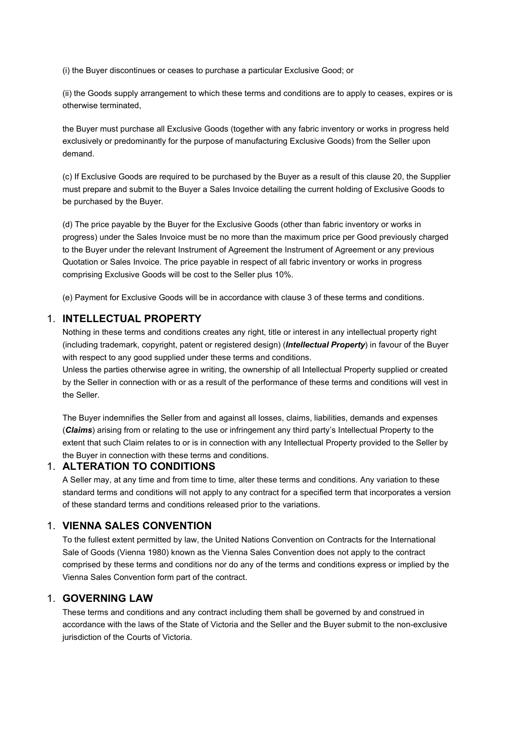(i) the Buyer discontinues or ceases to purchase a particular Exclusive Good; or

(ii) the Goods supply arrangement to which these terms and conditions are to apply to ceases, expires or is otherwise terminated,

the Buyer must purchase all Exclusive Goods (together with any fabric inventory or works in progress held exclusively or predominantly for the purpose of manufacturing Exclusive Goods) from the Seller upon demand.

(c) If Exclusive Goods are required to be purchased by the Buyer as a result of this clause 20, the Supplier must prepare and submit to the Buyer a Sales Invoice detailing the current holding of Exclusive Goods to be purchased by the Buyer.

(d) The price payable by the Buyer for the Exclusive Goods (other than fabric inventory or works in progress) under the Sales Invoice must be no more than the maximum price per Good previously charged to the Buyer under the relevant Instrument of Agreement the Instrument of Agreement or any previous Quotation or Sales Invoice. The price payable in respect of all fabric inventory or works in progress comprising Exclusive Goods will be cost to the Seller plus 10%.

(e) Payment for Exclusive Goods will be in accordance with clause 3 of these terms and conditions.

1. **INTELLECTUAL PROPERTY**

Nothing in these terms and conditions creates any right, title or interest in any intellectual property right (including trademark, copyright, patent or registered design) (***Intellectual Property***) in favour of the Buyer with respect to any good supplied under these terms and conditions.
Unless the parties otherwise agree in writing, the ownership of all Intellectual Property supplied or created by the Seller in connection with or as a result of the performance of these terms and conditions will vest in the Seller.

The Buyer indemnifies the Seller from and against all losses, claims, liabilities, demands and expenses (***Claims***) arising from or relating to the use or infringement any third party's Intellectual Property to the extent that such Claim relates to or is in connection with any Intellectual Property provided to the Seller by the Buyer in connection with these terms and conditions.

1. **ALTERATION TO CONDITIONS**

A Seller may, at any time and from time to time, alter these terms and conditions. Any variation to these standard terms and conditions will not apply to any contract for a specified term that incorporates a version of these standard terms and conditions released prior to the variations.

1. **VIENNA SALES CONVENTION**

To the fullest extent permitted by law, the United Nations Convention on Contracts for the International Sale of Goods (Vienna 1980) known as the Vienna Sales Convention does not apply to the contract comprised by these terms and conditions nor do any of the terms and conditions express or implied by the Vienna Sales Convention form part of the contract.

1. **GOVERNING LAW**

These terms and conditions and any contract including them shall be governed by and construed in accordance with the laws of the State of Victoria and the Seller and the Buyer submit to the non-exclusive jurisdiction of the Courts of Victoria.